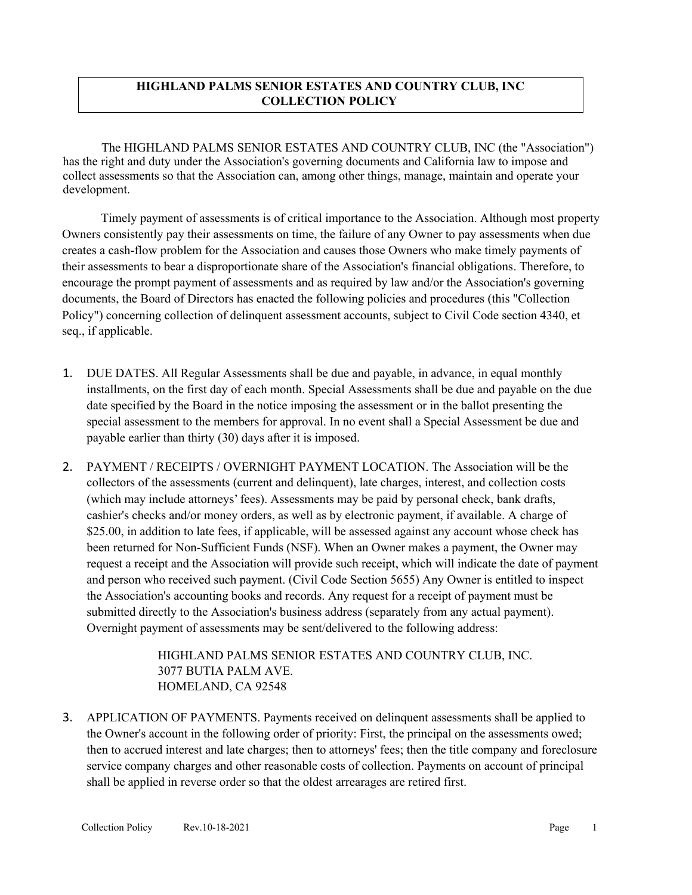# HIGHLAND PALMS SENIOR ESTATES AND COUNTRY CLUB, INC COLLECTION POLICY

The HIGHLAND PALMS SENIOR ESTATES AND COUNTRY CLUB, INC (the "Association") has the right and duty under the Association's governing documents and California law to impose and collect assessments so that the Association can, among other things, manage, maintain and operate your development.

Timely payment of assessments is of critical importance to the Association. Although most property Owners consistently pay their assessments on time, the failure of any Owner to pay assessments when due creates a cash-flow problem for the Association and causes those Owners who make timely payments of their assessments to bear a disproportionate share of the Association's financial obligations. Therefore, to encourage the prompt payment of assessments and as required by law and/or the Association's governing documents, the Board of Directors has enacted the following policies and procedures (this "Collection Policy") concerning collection of delinquent assessment accounts, subject to Civil Code section 4340, et seq., if applicable.

1. DUE DATES. All Regular Assessments shall be due and payable, in advance, in equal monthly installments, on the first day of each month. Special Assessments shall be due and payable on the due date specified by the Board in the notice imposing the assessment or in the ballot presenting the special assessment to the members for approval. In no event shall a Special Assessment be due and payable earlier than thirty (30) days after it is imposed.

2. PAYMENT / RECEIPTS / OVERNIGHT PAYMENT LOCATION. The Association will be the collectors of the assessments (current and delinquent), late charges, interest, and collection costs (which may include attorneys' fees). Assessments may be paid by personal check, bank drafts, cashier's checks and/or money orders, as well as by electronic payment, if available. A charge of $25.00, in addition to late fees, if applicable, will be assessed against any account whose check has been returned for Non-Sufficient Funds (NSF). When an Owner makes a payment, the Owner may request a receipt and the Association will provide such receipt, which will indicate the date of payment and person who received such payment. (Civil Code Section 5655) Any Owner is entitled to inspect the Association's accounting books and records. Any request for a receipt of payment must be submitted directly to the Association's business address (separately from any actual payment). Overnight payment of assessments may be sent/delivered to the following address:

   HIGHLAND PALMS SENIOR ESTATES AND COUNTRY CLUB, INC.
   3077 BUTIA PALM AVE.
   HOMELAND, CA 92548

3. APPLICATION OF PAYMENTS. Payments received on delinquent assessments shall be applied to the Owner's account in the following order of priority: First, the principal on the assessments owed; then to accrued interest and late charges; then to attorneys' fees; then the title company and foreclosure service company charges and other reasonable costs of collection. Payments on account of principal shall be applied in reverse order so that the oldest arrearages are retired first.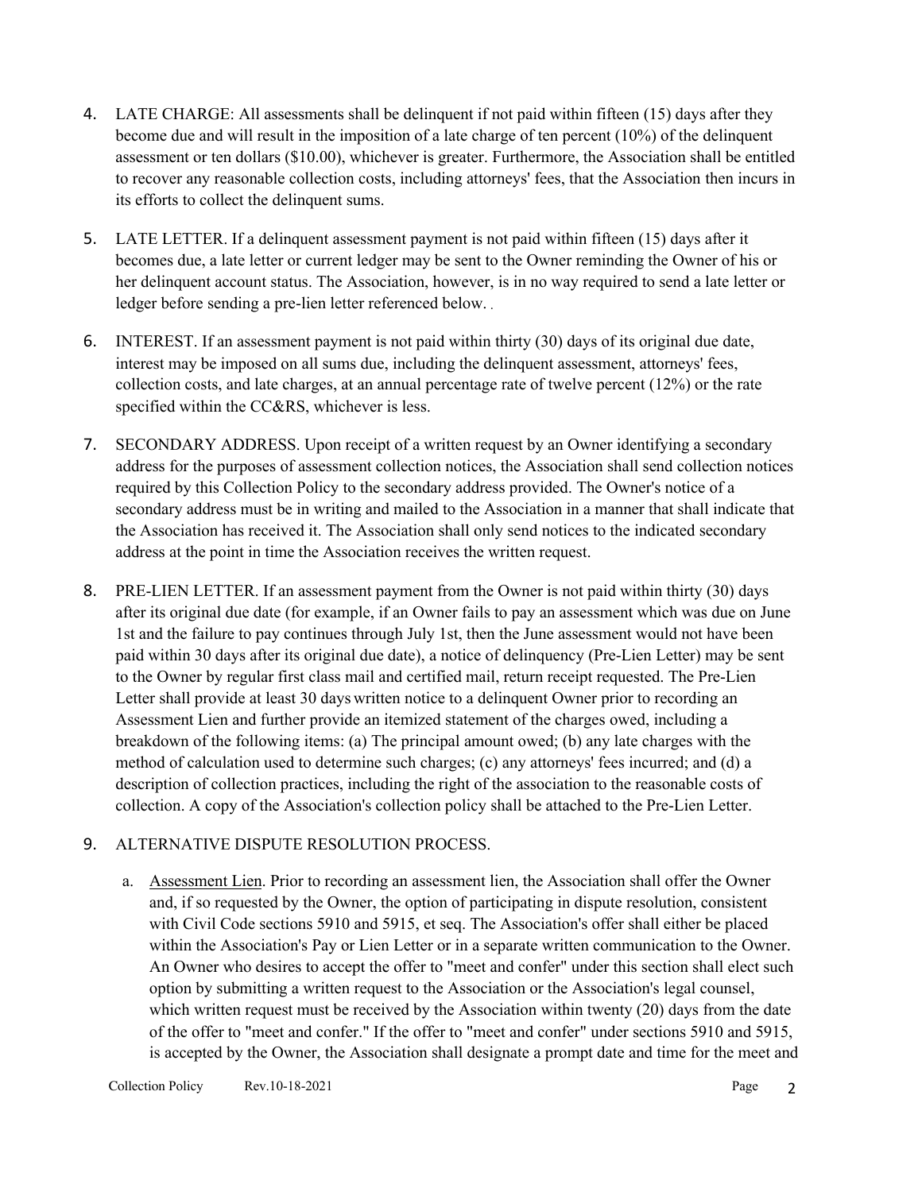4. LATE CHARGE: All assessments shall be delinquent if not paid within fifteen (15) days after they become due and will result in the imposition of a late charge of ten percent (10%) of the delinquent assessment or ten dollars ($10.00), whichever is greater. Furthermore, the Association shall be entitled to recover any reasonable collection costs, including attorneys' fees, that the Association then incurs in its efforts to collect the delinquent sums.

5. LATE LETTER. If a delinquent assessment payment is not paid within fifteen (15) days after it becomes due, a late letter or current ledger may be sent to the Owner reminding the Owner of his or her delinquent account status. The Association, however, is in no way required to send a late letter or ledger before sending a pre-lien letter referenced below. .

6. INTEREST. If an assessment payment is not paid within thirty (30) days of its original due date, interest may be imposed on all sums due, including the delinquent assessment, attorneys' fees, collection costs, and late charges, at an annual percentage rate of twelve percent (12%) or the rate specified within the CC&RS, whichever is less.

7. SECONDARY ADDRESS. Upon receipt of a written request by an Owner identifying a secondary address for the purposes of assessment collection notices, the Association shall send collection notices required by this Collection Policy to the secondary address provided. The Owner's notice of a secondary address must be in writing and mailed to the Association in a manner that shall indicate that the Association has received it. The Association shall only send notices to the indicated secondary address at the point in time the Association receives the written request.

8. PRE-LIEN LETTER. If an assessment payment from the Owner is not paid within thirty (30) days after its original due date (for example, if an Owner fails to pay an assessment which was due on June 1st and the failure to pay continues through July 1st, then the June assessment would not have been paid within 30 days after its original due date), a notice of delinquency (Pre-Lien Letter) may be sent to the Owner by regular first class mail and certified mail, return receipt requested. The Pre-Lien Letter shall provide at least 30 days written notice to a delinquent Owner prior to recording an Assessment Lien and further provide an itemized statement of the charges owed, including a breakdown of the following items: (a) The principal amount owed; (b) any late charges with the method of calculation used to determine such charges; (c) any attorneys' fees incurred; and (d) a description of collection practices, including the right of the association to the reasonable costs of collection. A copy of the Association's collection policy shall be attached to the Pre-Lien Letter.

9. ALTERNATIVE DISPUTE RESOLUTION PROCESS.

   a. Assessment Lien. Prior to recording an assessment lien, the Association shall offer the Owner and, if so requested by the Owner, the option of participating in dispute resolution, consistent with Civil Code sections 5910 and 5915, et seq. The Association's offer shall either be placed within the Association's Pay or Lien Letter or in a separate written communication to the Owner. An Owner who desires to accept the offer to "meet and confer" under this section shall elect such option by submitting a written request to the Association or the Association's legal counsel, which written request must be received by the Association within twenty (20) days from the date of the offer to "meet and confer." If the offer to "meet and confer" under sections 5910 and 5915, is accepted by the Owner, the Association shall designate a prompt date and time for the meet and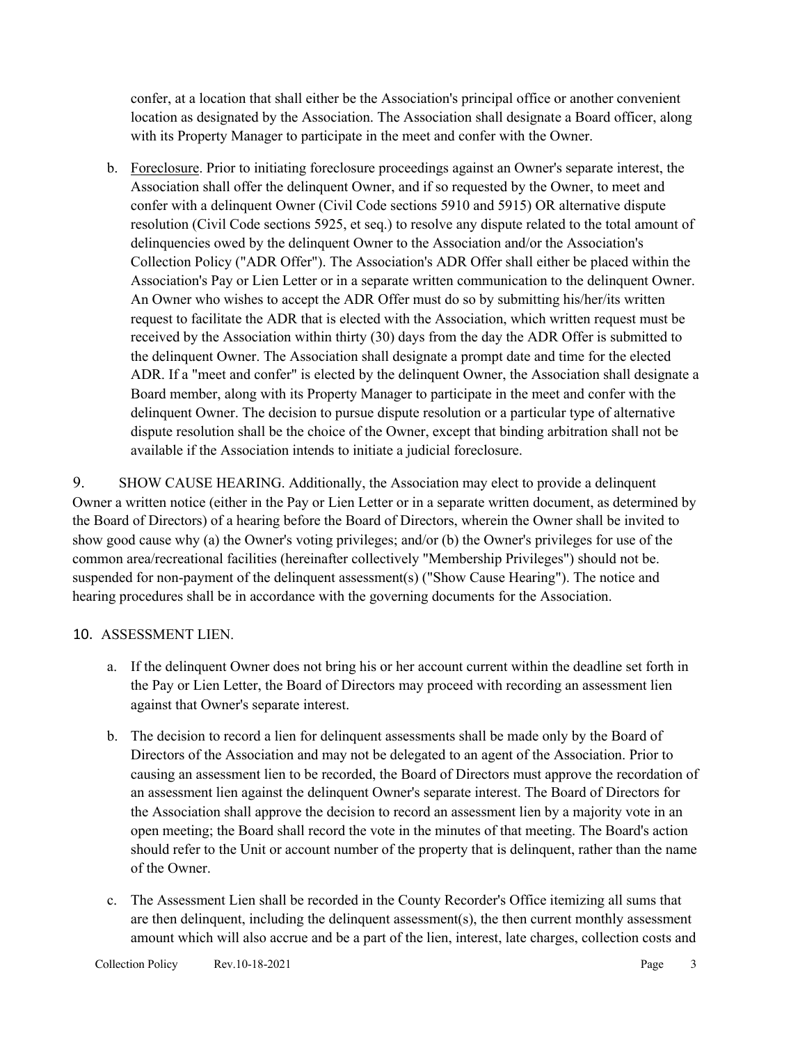confer, at a location that shall either be the Association's principal office or another convenient location as designated by the Association. The Association shall designate a Board officer, along with its Property Manager to participate in the meet and confer with the Owner.

b. Foreclosure. Prior to initiating foreclosure proceedings against an Owner's separate interest, the Association shall offer the delinquent Owner, and if so requested by the Owner, to meet and confer with a delinquent Owner (Civil Code sections 5910 and 5915) OR alternative dispute resolution (Civil Code sections 5925, et seq.) to resolve any dispute related to the total amount of delinquencies owed by the delinquent Owner to the Association and/or the Association's Collection Policy ("ADR Offer"). The Association's ADR Offer shall either be placed within the Association's Pay or Lien Letter or in a separate written communication to the delinquent Owner. An Owner who wishes to accept the ADR Offer must do so by submitting his/her/its written request to facilitate the ADR that is elected with the Association, which written request must be received by the Association within thirty (30) days from the day the ADR Offer is submitted to the delinquent Owner. The Association shall designate a prompt date and time for the elected ADR. If a "meet and confer" is elected by the delinquent Owner, the Association shall designate a Board member, along with its Property Manager to participate in the meet and confer with the delinquent Owner. The decision to pursue dispute resolution or a particular type of alternative dispute resolution shall be the choice of the Owner, except that binding arbitration shall not be available if the Association intends to initiate a judicial foreclosure.

9. SHOW CAUSE HEARING. Additionally, the Association may elect to provide a delinquent Owner a written notice (either in the Pay or Lien Letter or in a separate written document, as determined by the Board of Directors) of a hearing before the Board of Directors, wherein the Owner shall be invited to show good cause why (a) the Owner's voting privileges; and/or (b) the Owner's privileges for use of the common area/recreational facilities (hereinafter collectively "Membership Privileges") should not be. suspended for non-payment of the delinquent assessment(s) ("Show Cause Hearing"). The notice and hearing procedures shall be in accordance with the governing documents for the Association.

10. ASSESSMENT LIEN.

a. If the delinquent Owner does not bring his or her account current within the deadline set forth in the Pay or Lien Letter, the Board of Directors may proceed with recording an assessment lien against that Owner's separate interest.

b. The decision to record a lien for delinquent assessments shall be made only by the Board of Directors of the Association and may not be delegated to an agent of the Association. Prior to causing an assessment lien to be recorded, the Board of Directors must approve the recordation of an assessment lien against the delinquent Owner's separate interest. The Board of Directors for the Association shall approve the decision to record an assessment lien by a majority vote in an open meeting; the Board shall record the vote in the minutes of that meeting. The Board's action should refer to the Unit or account number of the property that is delinquent, rather than the name of the Owner.

c. The Assessment Lien shall be recorded in the County Recorder's Office itemizing all sums that are then delinquent, including the delinquent assessment(s), the then current monthly assessment amount which will also accrue and be a part of the lien, interest, late charges, collection costs and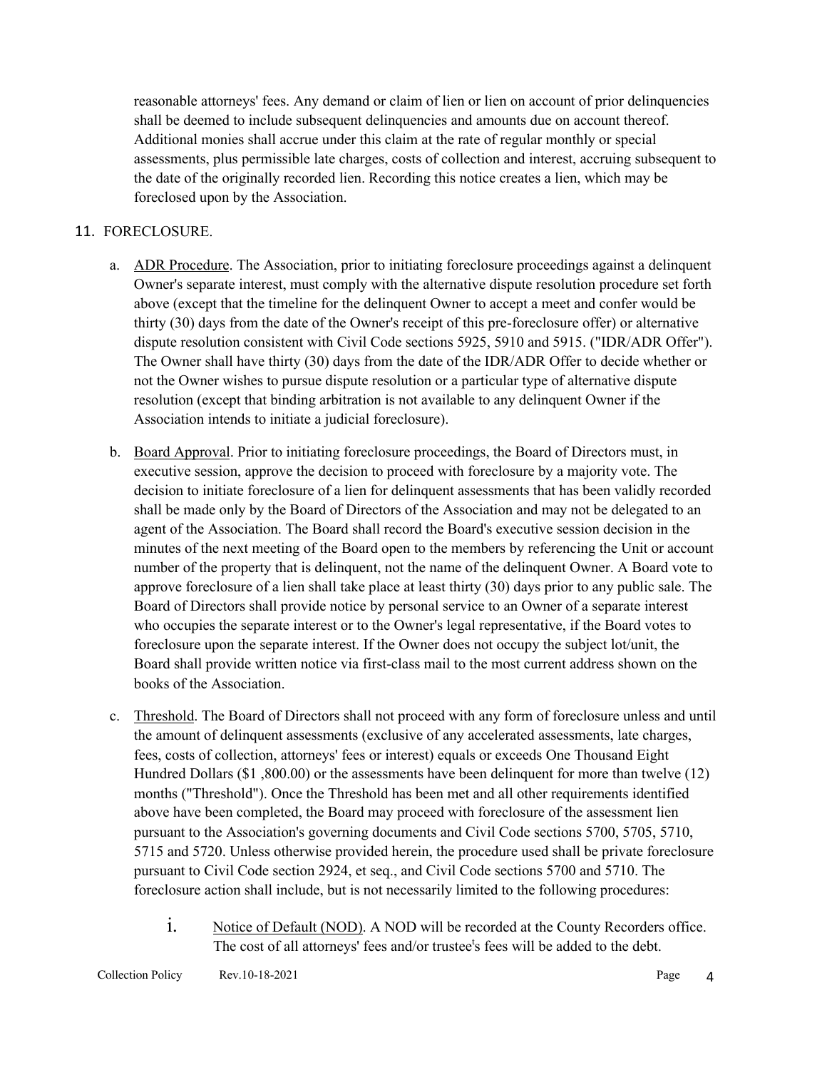reasonable attorneys' fees. Any demand or claim of lien or lien on account of prior delinquencies shall be deemed to include subsequent delinquencies and amounts due on account thereof. Additional monies shall accrue under this claim at the rate of regular monthly or special assessments, plus permissible late charges, costs of collection and interest, accruing subsequent to the date of the originally recorded lien. Recording this notice creates a lien, which may be foreclosed upon by the Association.

11. FORECLOSURE.

   a. ADR Procedure. The Association, prior to initiating foreclosure proceedings against a delinquent Owner's separate interest, must comply with the alternative dispute resolution procedure set forth above (except that the timeline for the delinquent Owner to accept a meet and confer would be thirty (30) days from the date of the Owner's receipt of this pre-foreclosure offer) or alternative dispute resolution consistent with Civil Code sections 5925, 5910 and 5915. ("IDR/ADR Offer"). The Owner shall have thirty (30) days from the date of the IDR/ADR Offer to decide whether or not the Owner wishes to pursue dispute resolution or a particular type of alternative dispute resolution (except that binding arbitration is not available to any delinquent Owner if the Association intends to initiate a judicial foreclosure).

   b. Board Approval. Prior to initiating foreclosure proceedings, the Board of Directors must, in executive session, approve the decision to proceed with foreclosure by a majority vote. The decision to initiate foreclosure of a lien for delinquent assessments that has been validly recorded shall be made only by the Board of Directors of the Association and may not be delegated to an agent of the Association. The Board shall record the Board's executive session decision in the minutes of the next meeting of the Board open to the members by referencing the Unit or account number of the property that is delinquent, not the name of the delinquent Owner. A Board vote to approve foreclosure of a lien shall take place at least thirty (30) days prior to any public sale. The Board of Directors shall provide notice by personal service to an Owner of a separate interest who occupies the separate interest or to the Owner's legal representative, if the Board votes to foreclosure upon the separate interest. If the Owner does not occupy the subject lot/unit, the Board shall provide written notice via first-class mail to the most current address shown on the books of the Association.

   c. Threshold. The Board of Directors shall not proceed with any form of foreclosure unless and until the amount of delinquent assessments (exclusive of any accelerated assessments, late charges, fees, costs of collection, attorneys' fees or interest) equals or exceeds One Thousand Eight Hundred Dollars ($1 ,800.00) or the assessments have been delinquent for more than twelve (12) months ("Threshold"). Once the Threshold has been met and all other requirements identified above have been completed, the Board may proceed with foreclosure of the assessment lien pursuant to the Association's governing documents and Civil Code sections 5700, 5705, 5710, 5715 and 5720. Unless otherwise provided herein, the procedure used shall be private foreclosure pursuant to Civil Code section 2924, et seq., and Civil Code sections 5700 and 5710. The foreclosure action shall include, but is not necessarily limited to the following procedures:

      i. Notice of Default (NOD). A NOD will be recorded at the County Recorders office. The cost of all attorneys' fees and/or trustee's fees will be added to the debt.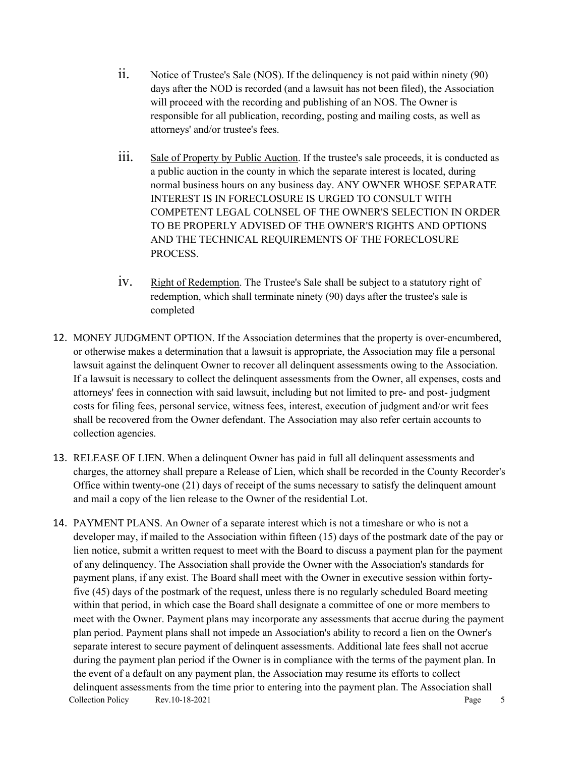ii. Notice of Trustee's Sale (NOS). If the delinquency is not paid within ninety (90) days after the NOD is recorded (and a lawsuit has not been filed), the Association will proceed with the recording and publishing of an NOS. The Owner is responsible for all publication, recording, posting and mailing costs, as well as attorneys' and/or trustee's fees.

iii. Sale of Property by Public Auction. If the trustee's sale proceeds, it is conducted as a public auction in the county in which the separate interest is located, during normal business hours on any business day. ANY OWNER WHOSE SEPARATE INTEREST IS IN FORECLOSURE IS URGED TO CONSULT WITH COMPETENT LEGAL COLNSEL OF THE OWNER'S SELECTION IN ORDER TO BE PROPERLY ADVISED OF THE OWNER'S RIGHTS AND OPTIONS AND THE TECHNICAL REQUIREMENTS OF THE FORECLOSURE PROCESS.

iv. Right of Redemption. The Trustee's Sale shall be subject to a statutory right of redemption, which shall terminate ninety (90) days after the trustee's sale is completed

12. MONEY JUDGMENT OPTION. If the Association determines that the property is over-encumbered, or otherwise makes a determination that a lawsuit is appropriate, the Association may file a personal lawsuit against the delinquent Owner to recover all delinquent assessments owing to the Association. If a lawsuit is necessary to collect the delinquent assessments from the Owner, all expenses, costs and attorneys' fees in connection with said lawsuit, including but not limited to pre- and post- judgment costs for filing fees, personal service, witness fees, interest, execution of judgment and/or writ fees shall be recovered from the Owner defendant. The Association may also refer certain accounts to collection agencies.

13. RELEASE OF LIEN. When a delinquent Owner has paid in full all delinquent assessments and charges, the attorney shall prepare a Release of Lien, which shall be recorded in the County Recorder's Office within twenty-one (21) days of receipt of the sums necessary to satisfy the delinquent amount and mail a copy of the lien release to the Owner of the residential Lot.

14. PAYMENT PLANS. An Owner of a separate interest which is not a timeshare or who is not a developer may, if mailed to the Association within fifteen (15) days of the postmark date of the pay or lien notice, submit a written request to meet with the Board to discuss a payment plan for the payment of any delinquency. The Association shall provide the Owner with the Association's standards for payment plans, if any exist. The Board shall meet with the Owner in executive session within forty-five (45) days of the postmark of the request, unless there is no regularly scheduled Board meeting within that period, in which case the Board shall designate a committee of one or more members to meet with the Owner. Payment plans may incorporate any assessments that accrue during the payment plan period. Payment plans shall not impede an Association's ability to record a lien on the Owner's separate interest to secure payment of delinquent assessments. Additional late fees shall not accrue during the payment plan period if the Owner is in compliance with the terms of the payment plan. In the event of a default on any payment plan, the Association may resume its efforts to collect delinquent assessments from the time prior to entering into the payment plan. The Association shall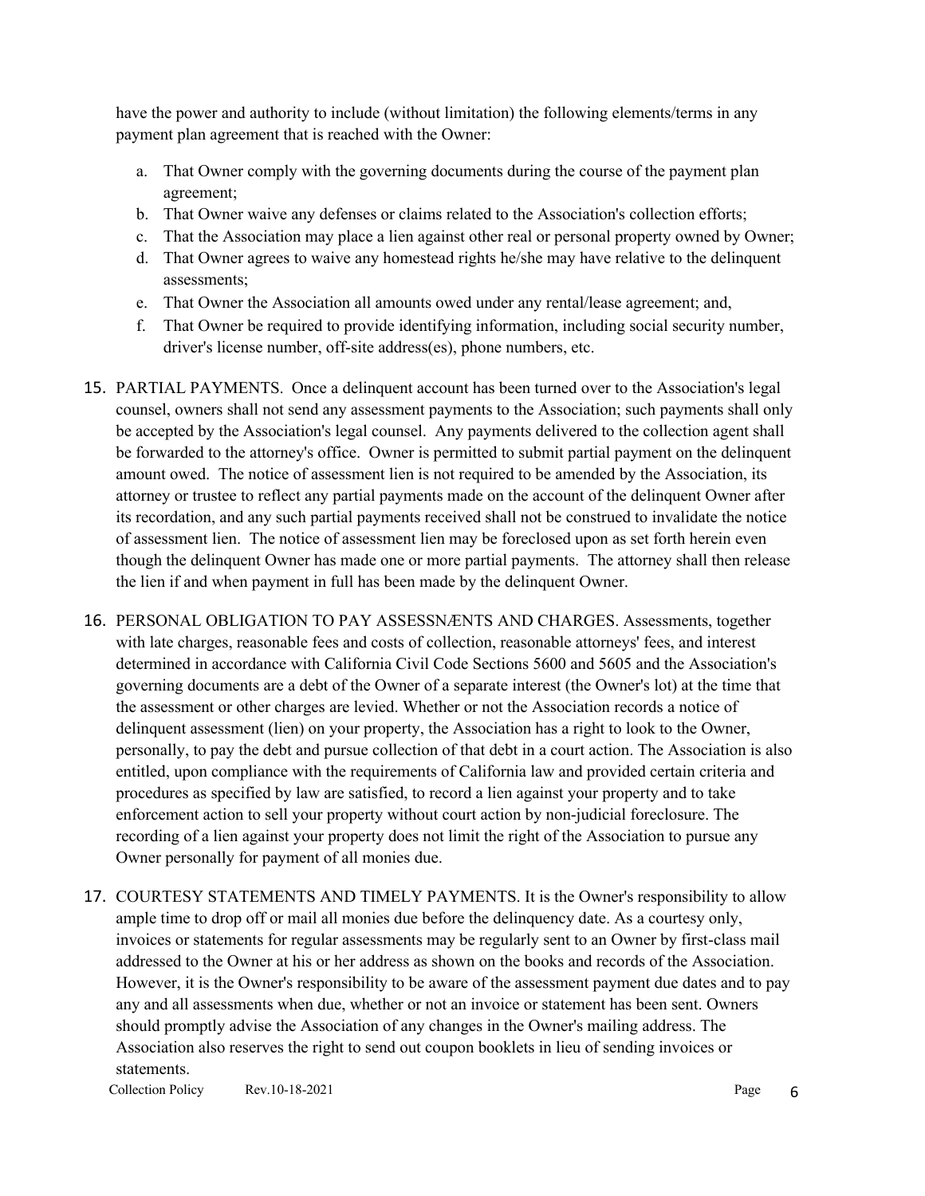have the power and authority to include (without limitation) the following elements/terms in any payment plan agreement that is reached with the Owner:

a. That Owner comply with the governing documents during the course of the payment plan agreement;
b. That Owner waive any defenses or claims related to the Association's collection efforts;
c. That the Association may place a lien against other real or personal property owned by Owner;
d. That Owner agrees to waive any homestead rights he/she may have relative to the delinquent assessments;
e. That Owner the Association all amounts owed under any rental/lease agreement; and,
f. That Owner be required to provide identifying information, including social security number, driver's license number, off-site address(es), phone numbers, etc.

15. PARTIAL PAYMENTS. Once a delinquent account has been turned over to the Association's legal counsel, owners shall not send any assessment payments to the Association; such payments shall only be accepted by the Association's legal counsel. Any payments delivered to the collection agent shall be forwarded to the attorney's office. Owner is permitted to submit partial payment on the delinquent amount owed. The notice of assessment lien is not required to be amended by the Association, its attorney or trustee to reflect any partial payments made on the account of the delinquent Owner after its recordation, and any such partial payments received shall not be construed to invalidate the notice of assessment lien. The notice of assessment lien may be foreclosed upon as set forth herein even though the delinquent Owner has made one or more partial payments. The attorney shall then release the lien if and when payment in full has been made by the delinquent Owner.

16. PERSONAL OBLIGATION TO PAY ASSESSNÆNTS AND CHARGES. Assessments, together with late charges, reasonable fees and costs of collection, reasonable attorneys' fees, and interest determined in accordance with California Civil Code Sections 5600 and 5605 and the Association's governing documents are a debt of the Owner of a separate interest (the Owner's lot) at the time that the assessment or other charges are levied. Whether or not the Association records a notice of delinquent assessment (lien) on your property, the Association has a right to look to the Owner, personally, to pay the debt and pursue collection of that debt in a court action. The Association is also entitled, upon compliance with the requirements of California law and provided certain criteria and procedures as specified by law are satisfied, to record a lien against your property and to take enforcement action to sell your property without court action by non-judicial foreclosure. The recording of a lien against your property does not limit the right of the Association to pursue any Owner personally for payment of all monies due.

17. COURTESY STATEMENTS AND TIMELY PAYMENTS. It is the Owner's responsibility to allow ample time to drop off or mail all monies due before the delinquency date. As a courtesy only, invoices or statements for regular assessments may be regularly sent to an Owner by first-class mail addressed to the Owner at his or her address as shown on the books and records of the Association. However, it is the Owner's responsibility to be aware of the assessment payment due dates and to pay any and all assessments when due, whether or not an invoice or statement has been sent. Owners should promptly advise the Association of any changes in the Owner's mailing address. The Association also reserves the right to send out coupon booklets in lieu of sending invoices or statements.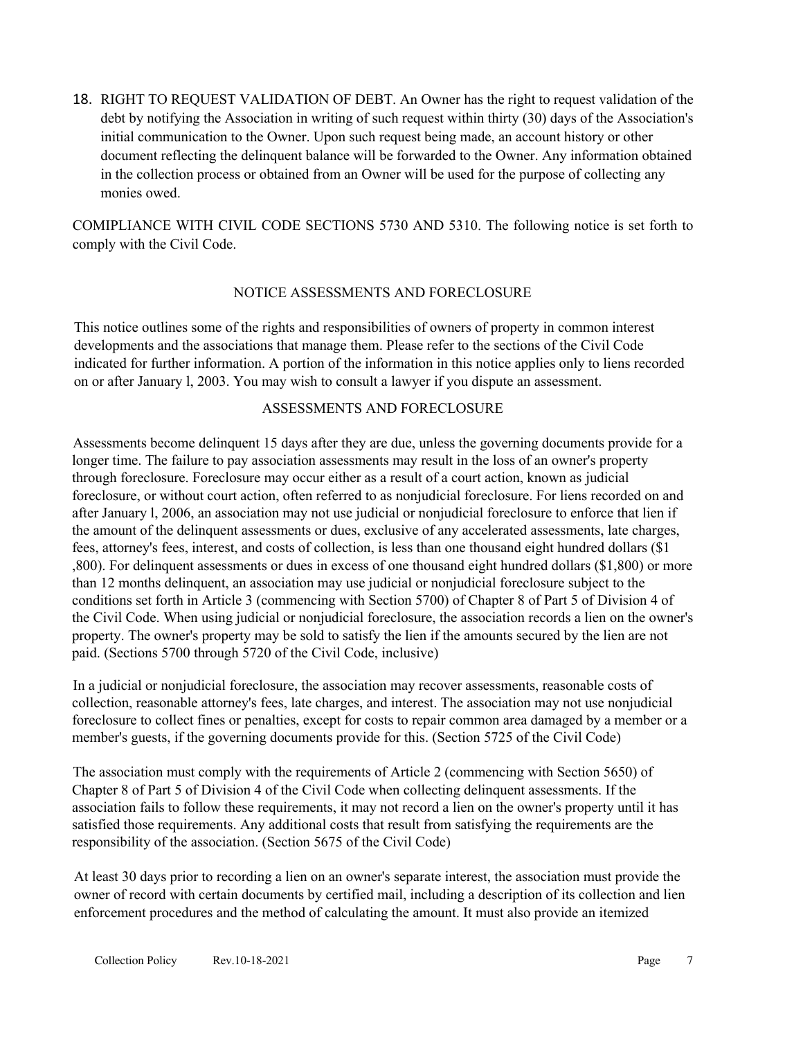18. RIGHT TO REQUEST VALIDATION OF DEBT. An Owner has the right to request validation of the debt by notifying the Association in writing of such request within thirty (30) days of the Association's initial communication to the Owner. Upon such request being made, an account history or other document reflecting the delinquent balance will be forwarded to the Owner. Any information obtained in the collection process or obtained from an Owner will be used for the purpose of collecting any monies owed.

COMIPLIANCE WITH CIVIL CODE SECTIONS 5730 AND 5310. The following notice is set forth to comply with the Civil Code.

## NOTICE ASSESSMENTS AND FORECLOSURE

This notice outlines some of the rights and responsibilities of owners of property in common interest developments and the associations that manage them. Please refer to the sections of the Civil Code indicated for further information. A portion of the information in this notice applies only to liens recorded on or after January l, 2003. You may wish to consult a lawyer if you dispute an assessment.

## ASSESSMENTS AND FORECLOSURE

Assessments become delinquent 15 days after they are due, unless the governing documents provide for a longer time. The failure to pay association assessments may result in the loss of an owner's property through foreclosure. Foreclosure may occur either as a result of a court action, known as judicial foreclosure, or without court action, often referred to as nonjudicial foreclosure. For liens recorded on and after January l, 2006, an association may not use judicial or nonjudicial foreclosure to enforce that lien if the amount of the delinquent assessments or dues, exclusive of any accelerated assessments, late charges, fees, attorney's fees, interest, and costs of collection, is less than one thousand eight hundred dollars ($1 ,800). For delinquent assessments or dues in excess of one thousand eight hundred dollars ($1,800) or more than 12 months delinquent, an association may use judicial or nonjudicial foreclosure subject to the conditions set forth in Article 3 (commencing with Section 5700) of Chapter 8 of Part 5 of Division 4 of the Civil Code. When using judicial or nonjudicial foreclosure, the association records a lien on the owner's property. The owner's property may be sold to satisfy the lien if the amounts secured by the lien are not paid. (Sections 5700 through 5720 of the Civil Code, inclusive)

In a judicial or nonjudicial foreclosure, the association may recover assessments, reasonable costs of collection, reasonable attorney's fees, late charges, and interest. The association may not use nonjudicial foreclosure to collect fines or penalties, except for costs to repair common area damaged by a member or a member's guests, if the governing documents provide for this. (Section 5725 of the Civil Code)

The association must comply with the requirements of Article 2 (commencing with Section 5650) of Chapter 8 of Part 5 of Division 4 of the Civil Code when collecting delinquent assessments. If the association fails to follow these requirements, it may not record a lien on the owner's property until it has satisfied those requirements. Any additional costs that result from satisfying the requirements are the responsibility of the association. (Section 5675 of the Civil Code)

At least 30 days prior to recording a lien on an owner's separate interest, the association must provide the owner of record with certain documents by certified mail, including a description of its collection and lien enforcement procedures and the method of calculating the amount. It must also provide an itemized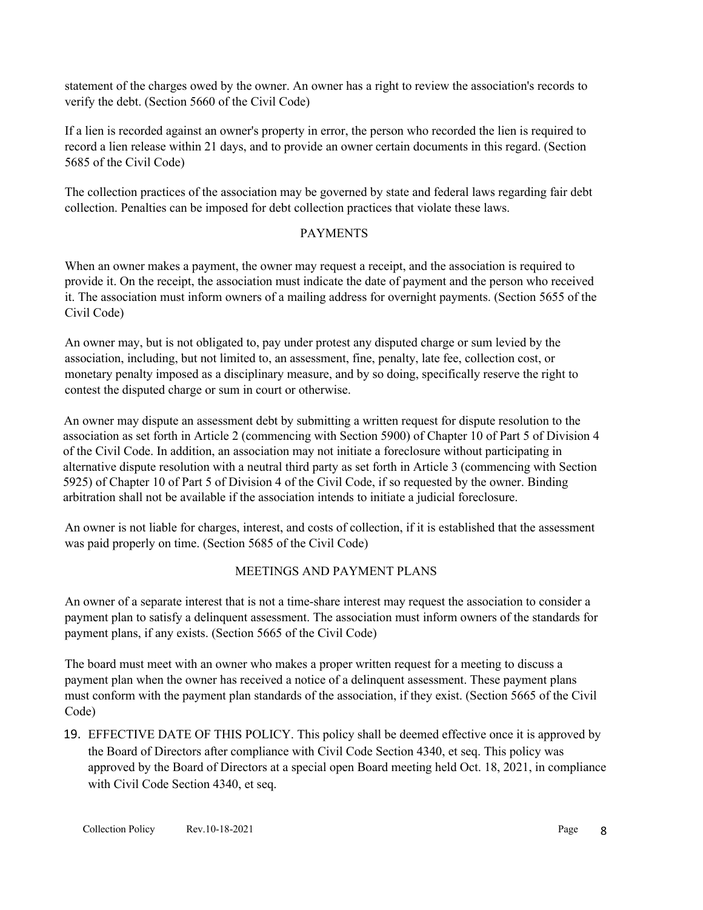statement of the charges owed by the owner. An owner has a right to review the association's records to verify the debt. (Section 5660 of the Civil Code)

If a lien is recorded against an owner's property in error, the person who recorded the lien is required to record a lien release within 21 days, and to provide an owner certain documents in this regard. (Section 5685 of the Civil Code)

The collection practices of the association may be governed by state and federal laws regarding fair debt collection. Penalties can be imposed for debt collection practices that violate these laws.

## PAYMENTS

When an owner makes a payment, the owner may request a receipt, and the association is required to provide it. On the receipt, the association must indicate the date of payment and the person who received it. The association must inform owners of a mailing address for overnight payments. (Section 5655 of the Civil Code)

An owner may, but is not obligated to, pay under protest any disputed charge or sum levied by the association, including, but not limited to, an assessment, fine, penalty, late fee, collection cost, or monetary penalty imposed as a disciplinary measure, and by so doing, specifically reserve the right to contest the disputed charge or sum in court or otherwise.

An owner may dispute an assessment debt by submitting a written request for dispute resolution to the association as set forth in Article 2 (commencing with Section 5900) of Chapter 10 of Part 5 of Division 4 of the Civil Code. In addition, an association may not initiate a foreclosure without participating in alternative dispute resolution with a neutral third party as set forth in Article 3 (commencing with Section 5925) of Chapter 10 of Part 5 of Division 4 of the Civil Code, if so requested by the owner. Binding arbitration shall not be available if the association intends to initiate a judicial foreclosure.

An owner is not liable for charges, interest, and costs of collection, if it is established that the assessment was paid properly on time. (Section 5685 of the Civil Code)

## MEETINGS AND PAYMENT PLANS

An owner of a separate interest that is not a time-share interest may request the association to consider a payment plan to satisfy a delinquent assessment. The association must inform owners of the standards for payment plans, if any exists. (Section 5665 of the Civil Code)

The board must meet with an owner who makes a proper written request for a meeting to discuss a payment plan when the owner has received a notice of a delinquent assessment. These payment plans must conform with the payment plan standards of the association, if they exist. (Section 5665 of the Civil Code)

19. EFFECTIVE DATE OF THIS POLICY. This policy shall be deemed effective once it is approved by the Board of Directors after compliance with Civil Code Section 4340, et seq. This policy was approved by the Board of Directors at a special open Board meeting held Oct. 18, 2021, in compliance with Civil Code Section 4340, et seq.